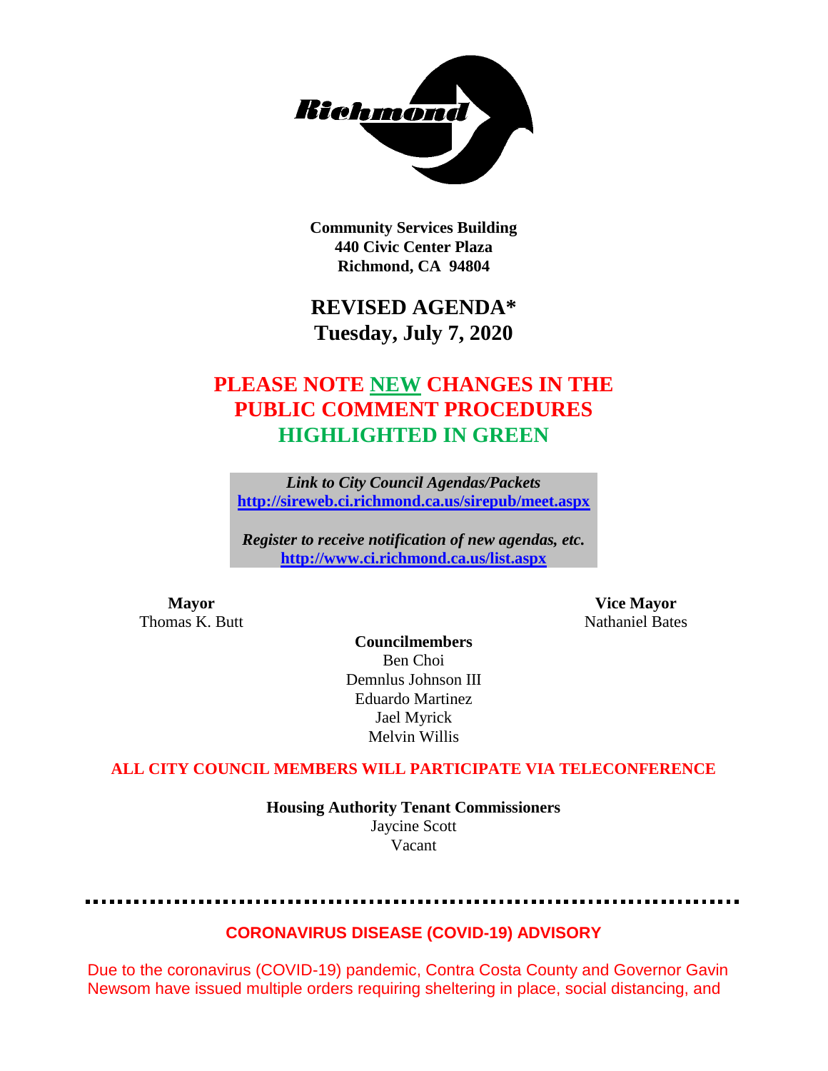**Richmond**

**Community Services Building**
**440 Civic Center Plaza**
**Richmond, CA 94804**

# REVISED AGENDA*
# Tuesday, July 7, 2020

## PLEASE NOTE NEW CHANGES IN THE PUBLIC COMMENT PROCEDURES HIGHLIGHTED IN GREEN

***Link to City Council Agendas/Packets***
**http://sireweb.ci.richmond.ca.us/sirepub/meet.aspx**

***Register to receive notification of new agendas, etc.***
**http://www.ci.richmond.ca.us/list.aspx**

**Mayor**
Thomas K. Butt

**Vice Mayor**
Nathaniel Bates

**Councilmembers**
Ben Choi
Demnlus Johnson III
Eduardo Martinez
Jael Myrick
Melvin Willis

**ALL CITY COUNCIL MEMBERS WILL PARTICIPATE VIA TELECONFERENCE**

**Housing Authority Tenant Commissioners**
Jaycine Scott
Vacant

---

**CORONAVIRUS DISEASE (COVID-19) ADVISORY**

Due to the coronavirus (COVID-19) pandemic, Contra Costa County and Governor Gavin Newsom have issued multiple orders requiring sheltering in place, social distancing, and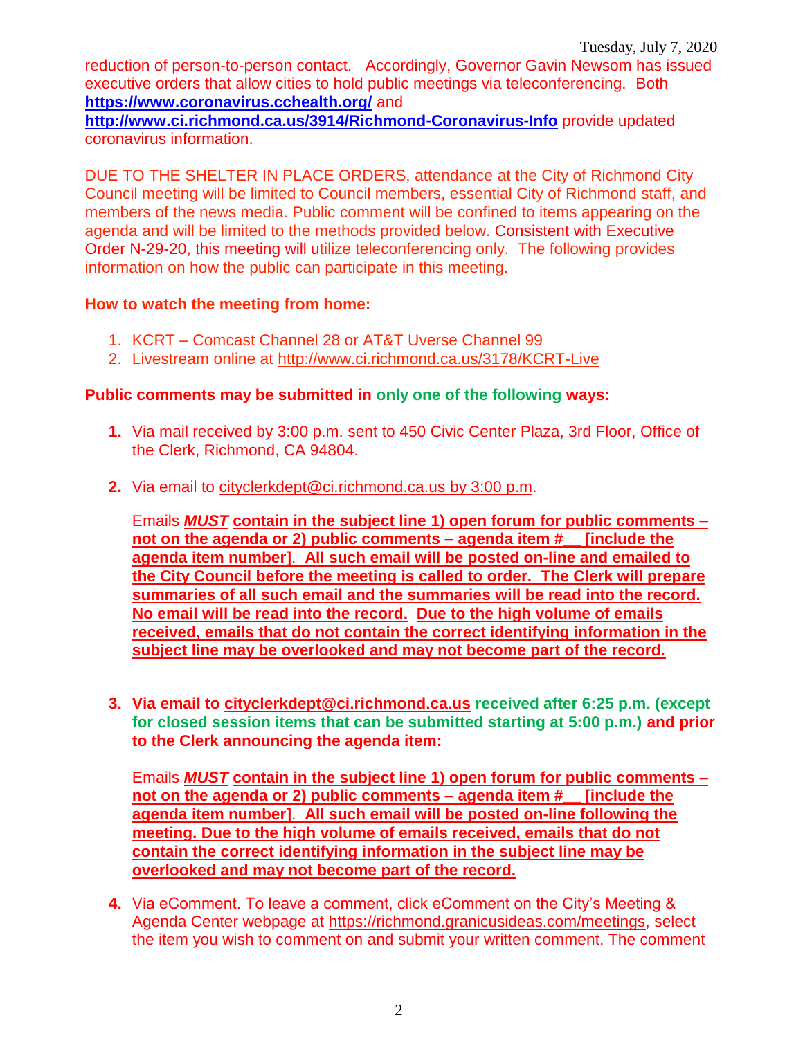reduction of person-to-person contact. Accordingly, Governor Gavin Newsom has issued executive orders that allow cities to hold public meetings via teleconferencing. Both **https://www.coronavirus.cchealth.org/** and **http://www.ci.richmond.ca.us/3914/Richmond-Coronavirus-Info** provide updated coronavirus information.

DUE TO THE SHELTER IN PLACE ORDERS, attendance at the City of Richmond City Council meeting will be limited to Council members, essential City of Richmond staff, and members of the news media. Public comment will be confined to items appearing on the agenda and will be limited to the methods provided below. Consistent with Executive Order N-29-20, this meeting will utilize teleconferencing only. The following provides information on how the public can participate in this meeting.

**How to watch the meeting from home:**

1. KCRT – Comcast Channel 28 or AT&T Uverse Channel 99
2. Livestream online at http://www.ci.richmond.ca.us/3178/KCRT-Live

**Public comments may be submitted in only one of the following ways:**

1. Via mail received by 3:00 p.m. sent to 450 Civic Center Plaza, 3rd Floor, Office of the Clerk, Richmond, CA 94804.

2. Via email to cityclerkdept@ci.richmond.ca.us by 3:00 p.m.

   Emails ***MUST*** **contain in the subject line 1) open forum for public comments – not on the agenda or 2) public comments – agenda item #\_\_ [include the agenda item number]. All such email will be posted on-line and emailed to the City Council before the meeting is called to order. The Clerk will prepare summaries of all such email and the summaries will be read into the record. No email will be read into the record. Due to the high volume of emails received, emails that do not contain the correct identifying information in the subject line may be overlooked and may not become part of the record.**

3. **Via email to cityclerkdept@ci.richmond.ca.us received after 6:25 p.m. (except for closed session items that can be submitted starting at 5:00 p.m.) and prior to the Clerk announcing the agenda item:**

   Emails ***MUST*** **contain in the subject line 1) open forum for public comments – not on the agenda or 2) public comments – agenda item #\_\_ [include the agenda item number]. All such email will be posted on-line following the meeting. Due to the high volume of emails received, emails that do not contain the correct identifying information in the subject line may be overlooked and may not become part of the record.**

4. Via eComment. To leave a comment, click eComment on the City's Meeting & Agenda Center webpage at https://richmond.granicusideas.com/meetings, select the item you wish to comment on and submit your written comment. The comment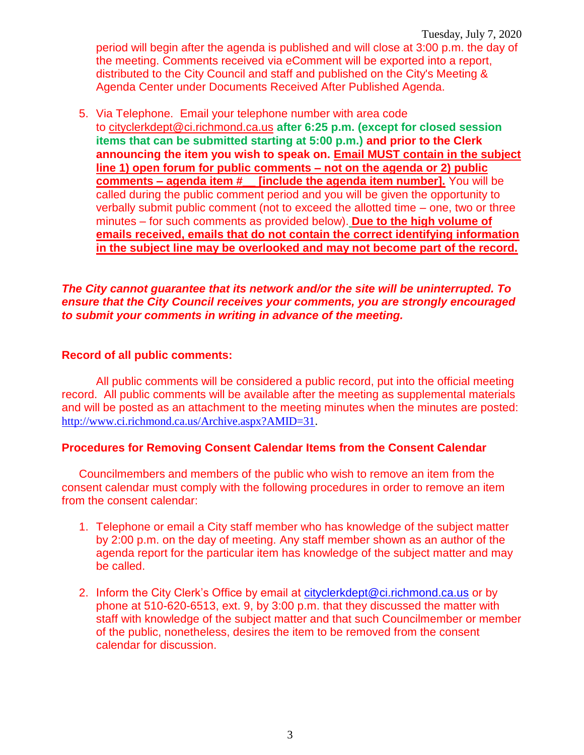period will begin after the agenda is published and will close at 3:00 p.m. the day of the meeting. Comments received via eComment will be exported into a report, distributed to the City Council and staff and published on the City's Meeting & Agenda Center under Documents Received After Published Agenda.

5. Via Telephone. Email your telephone number with area code to cityclerkdept@ci.richmond.ca.us **after 6:25 p.m. (except for closed session items that can be submitted starting at 5:00 p.m.) and prior to the Clerk announcing the item you wish to speak on. <u>Email MUST contain in the subject line 1) open forum for public comments – not on the agenda or 2) public comments – agenda item #__ [include the agenda item number].</u>** You will be called during the public comment period and you will be given the opportunity to verbally submit public comment (not to exceed the allotted time – one, two or three minutes – for such comments as provided below). **<u>Due to the high volume of emails received, emails that do not contain the correct identifying information in the subject line may be overlooked and may not become part of the record.</u>**

***The City cannot guarantee that its network and/or the site will be uninterrupted. To ensure that the City Council receives your comments, you are strongly encouraged to submit your comments in writing in advance of the meeting.***

**Record of all public comments:**

All public comments will be considered a public record, put into the official meeting record. All public comments will be available after the meeting as supplemental materials and will be posted as an attachment to the meeting minutes when the minutes are posted: http://www.ci.richmond.ca.us/Archive.aspx?AMID=31.

**Procedures for Removing Consent Calendar Items from the Consent Calendar**

Councilmembers and members of the public who wish to remove an item from the consent calendar must comply with the following procedures in order to remove an item from the consent calendar:

1. Telephone or email a City staff member who has knowledge of the subject matter by 2:00 p.m. on the day of meeting. Any staff member shown as an author of the agenda report for the particular item has knowledge of the subject matter and may be called.

2. Inform the City Clerk's Office by email at cityclerkdept@ci.richmond.ca.us or by phone at 510-620-6513, ext. 9, by 3:00 p.m. that they discussed the matter with staff with knowledge of the subject matter and that such Councilmember or member of the public, nonetheless, desires the item to be removed from the consent calendar for discussion.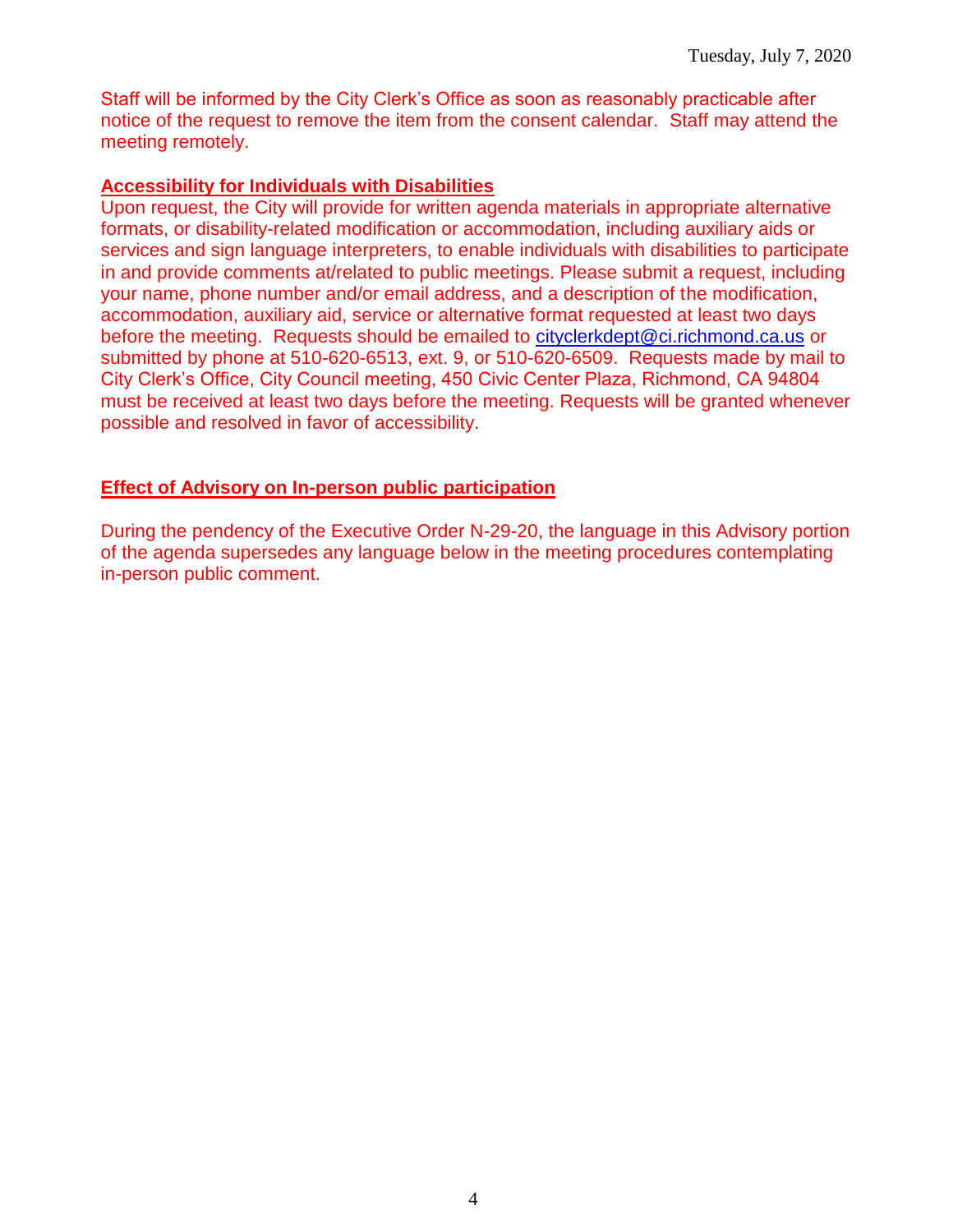Staff will be informed by the City Clerk's Office as soon as reasonably practicable after notice of the request to remove the item from the consent calendar. Staff may attend the meeting remotely.

**Accessibility for Individuals with Disabilities**

Upon request, the City will provide for written agenda materials in appropriate alternative formats, or disability-related modification or accommodation, including auxiliary aids or services and sign language interpreters, to enable individuals with disabilities to participate in and provide comments at/related to public meetings. Please submit a request, including your name, phone number and/or email address, and a description of the modification, accommodation, auxiliary aid, service or alternative format requested at least two days before the meeting. Requests should be emailed to cityclerkdept@ci.richmond.ca.us or submitted by phone at 510-620-6513, ext. 9, or 510-620-6509. Requests made by mail to City Clerk's Office, City Council meeting, 450 Civic Center Plaza, Richmond, CA 94804 must be received at least two days before the meeting. Requests will be granted whenever possible and resolved in favor of accessibility.

**Effect of Advisory on In-person public participation**

During the pendency of the Executive Order N-29-20, the language in this Advisory portion of the agenda supersedes any language below in the meeting procedures contemplating in-person public comment.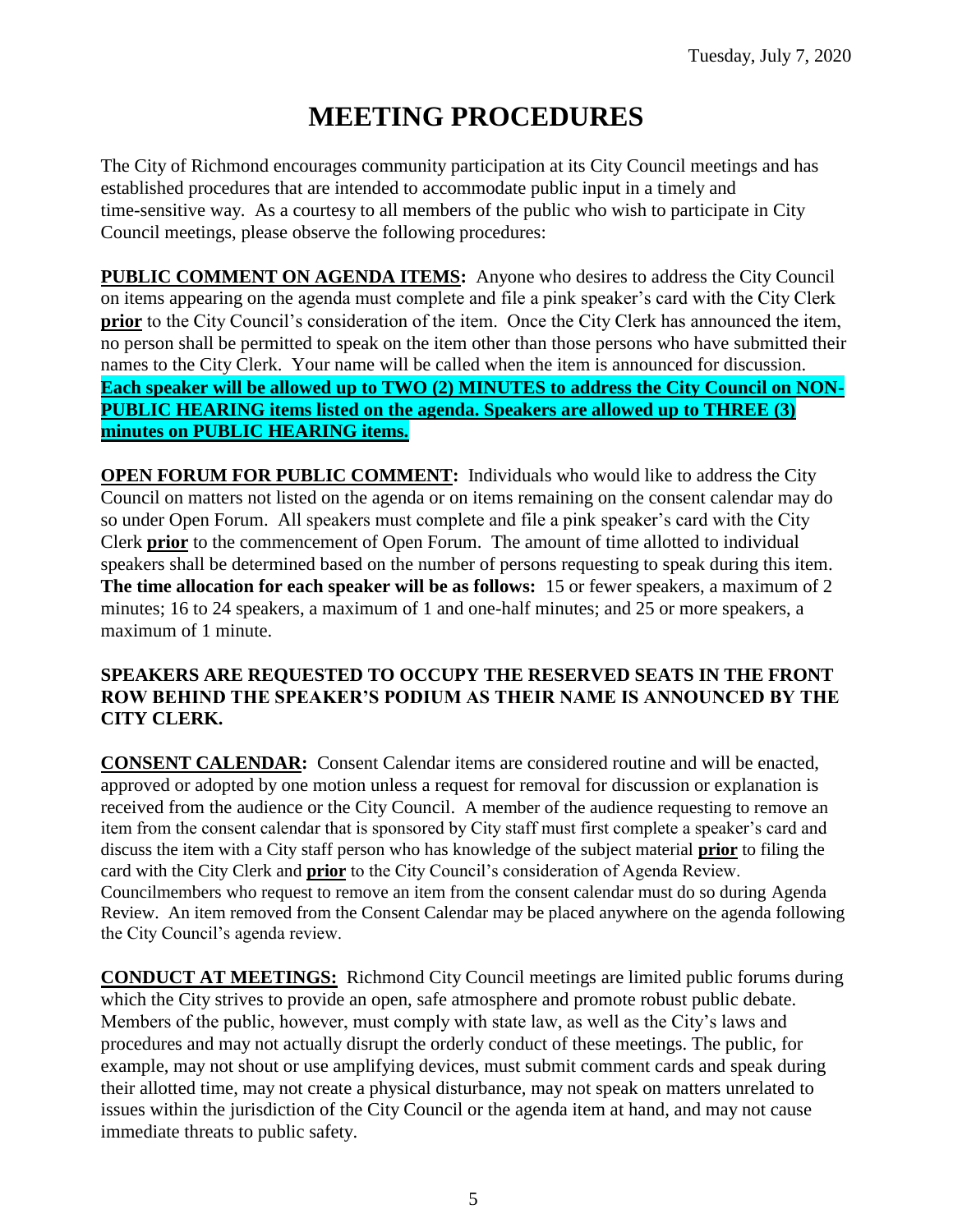# MEETING PROCEDURES

The City of Richmond encourages community participation at its City Council meetings and has established procedures that are intended to accommodate public input in a timely and time-sensitive way. As a courtesy to all members of the public who wish to participate in City Council meetings, please observe the following procedures:

**PUBLIC COMMENT ON AGENDA ITEMS:** Anyone who desires to address the City Council on items appearing on the agenda must complete and file a pink speaker's card with the City Clerk **prior** to the City Council's consideration of the item. Once the City Clerk has announced the item, no person shall be permitted to speak on the item other than those persons who have submitted their names to the City Clerk. Your name will be called when the item is announced for discussion. **Each speaker will be allowed up to TWO (2) MINUTES to address the City Council on NON-PUBLIC HEARING items listed on the agenda. Speakers are allowed up to THREE (3) minutes on PUBLIC HEARING items.**

**OPEN FORUM FOR PUBLIC COMMENT:** Individuals who would like to address the City Council on matters not listed on the agenda or on items remaining on the consent calendar may do so under Open Forum. All speakers must complete and file a pink speaker's card with the City Clerk **prior** to the commencement of Open Forum. The amount of time allotted to individual speakers shall be determined based on the number of persons requesting to speak during this item. **The time allocation for each speaker will be as follows:** 15 or fewer speakers, a maximum of 2 minutes; 16 to 24 speakers, a maximum of 1 and one-half minutes; and 25 or more speakers, a maximum of 1 minute.

**SPEAKERS ARE REQUESTED TO OCCUPY THE RESERVED SEATS IN THE FRONT ROW BEHIND THE SPEAKER'S PODIUM AS THEIR NAME IS ANNOUNCED BY THE CITY CLERK.**

**CONSENT CALENDAR:** Consent Calendar items are considered routine and will be enacted, approved or adopted by one motion unless a request for removal for discussion or explanation is received from the audience or the City Council. A member of the audience requesting to remove an item from the consent calendar that is sponsored by City staff must first complete a speaker's card and discuss the item with a City staff person who has knowledge of the subject material **prior** to filing the card with the City Clerk and **prior** to the City Council's consideration of Agenda Review. Councilmembers who request to remove an item from the consent calendar must do so during Agenda Review. An item removed from the Consent Calendar may be placed anywhere on the agenda following the City Council's agenda review.

**CONDUCT AT MEETINGS:** Richmond City Council meetings are limited public forums during which the City strives to provide an open, safe atmosphere and promote robust public debate. Members of the public, however, must comply with state law, as well as the City's laws and procedures and may not actually disrupt the orderly conduct of these meetings. The public, for example, may not shout or use amplifying devices, must submit comment cards and speak during their allotted time, may not create a physical disturbance, may not speak on matters unrelated to issues within the jurisdiction of the City Council or the agenda item at hand, and may not cause immediate threats to public safety.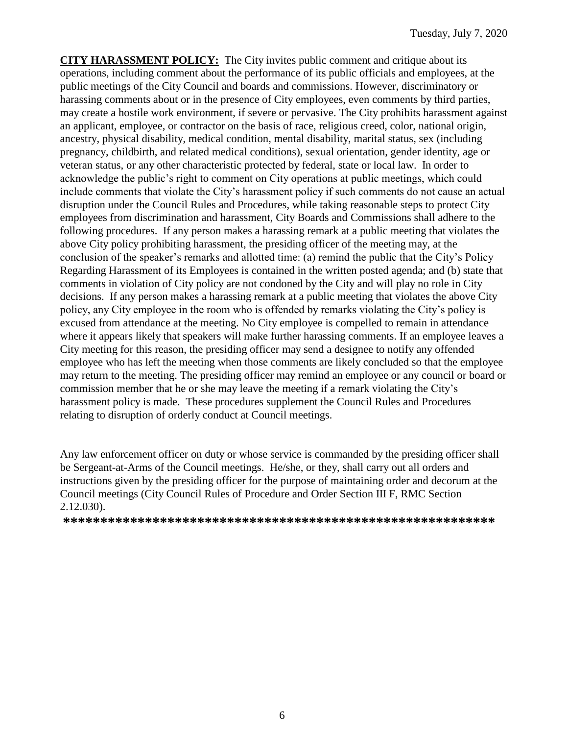**CITY HARASSMENT POLICY:** The City invites public comment and critique about its operations, including comment about the performance of its public officials and employees, at the public meetings of the City Council and boards and commissions. However, discriminatory or harassing comments about or in the presence of City employees, even comments by third parties, may create a hostile work environment, if severe or pervasive. The City prohibits harassment against an applicant, employee, or contractor on the basis of race, religious creed, color, national origin, ancestry, physical disability, medical condition, mental disability, marital status, sex (including pregnancy, childbirth, and related medical conditions), sexual orientation, gender identity, age or veteran status, or any other characteristic protected by federal, state or local law. In order to acknowledge the public's right to comment on City operations at public meetings, which could include comments that violate the City's harassment policy if such comments do not cause an actual disruption under the Council Rules and Procedures, while taking reasonable steps to protect City employees from discrimination and harassment, City Boards and Commissions shall adhere to the following procedures. If any person makes a harassing remark at a public meeting that violates the above City policy prohibiting harassment, the presiding officer of the meeting may, at the conclusion of the speaker's remarks and allotted time: (a) remind the public that the City's Policy Regarding Harassment of its Employees is contained in the written posted agenda; and (b) state that comments in violation of City policy are not condoned by the City and will play no role in City decisions. If any person makes a harassing remark at a public meeting that violates the above City policy, any City employee in the room who is offended by remarks violating the City's policy is excused from attendance at the meeting. No City employee is compelled to remain in attendance where it appears likely that speakers will make further harassing comments. If an employee leaves a City meeting for this reason, the presiding officer may send a designee to notify any offended employee who has left the meeting when those comments are likely concluded so that the employee may return to the meeting. The presiding officer may remind an employee or any council or board or commission member that he or she may leave the meeting if a remark violating the City's harassment policy is made. These procedures supplement the Council Rules and Procedures relating to disruption of orderly conduct at Council meetings.

Any law enforcement officer on duty or whose service is commanded by the presiding officer shall be Sergeant-at-Arms of the Council meetings. He/she, or they, shall carry out all orders and instructions given by the presiding officer for the purpose of maintaining order and decorum at the Council meetings (City Council Rules of Procedure and Order Section III F, RMC Section 2.12.030).

**\*\*\*\*\*\*\*\*\*\*\*\*\*\*\*\*\*\*\*\*\*\*\*\*\*\*\*\*\*\*\*\*\*\*\*\*\*\*\*\*\*\*\*\*\*\*\*\*\*\*\*\*\*\*\*\*\*\*\***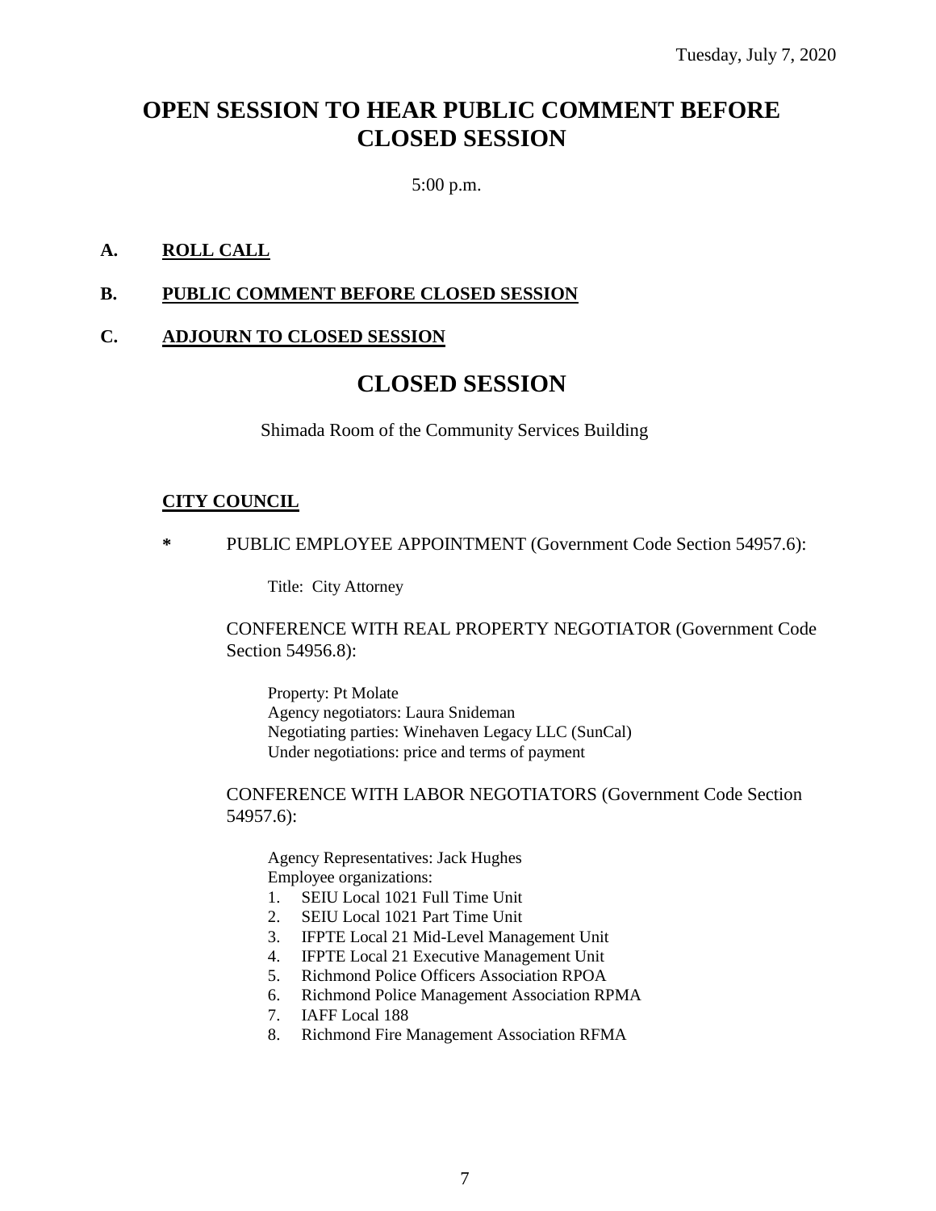# OPEN SESSION TO HEAR PUBLIC COMMENT BEFORE CLOSED SESSION

5:00 p.m.

**A. ROLL CALL**

**B. PUBLIC COMMENT BEFORE CLOSED SESSION**

**C. ADJOURN TO CLOSED SESSION**

# CLOSED SESSION

Shimada Room of the Community Services Building

**CITY COUNCIL**

**\*** PUBLIC EMPLOYEE APPOINTMENT (Government Code Section 54957.6):

Title: City Attorney

CONFERENCE WITH REAL PROPERTY NEGOTIATOR (Government Code Section 54956.8):

Property: Pt Molate
Agency negotiators: Laura Snideman
Negotiating parties: Winehaven Legacy LLC (SunCal)
Under negotiations: price and terms of payment

CONFERENCE WITH LABOR NEGOTIATORS (Government Code Section 54957.6):

Agency Representatives: Jack Hughes
Employee organizations:

1. SEIU Local 1021 Full Time Unit
2. SEIU Local 1021 Part Time Unit
3. IFPTE Local 21 Mid-Level Management Unit
4. IFPTE Local 21 Executive Management Unit
5. Richmond Police Officers Association RPOA
6. Richmond Police Management Association RPMA
7. IAFF Local 188
8. Richmond Fire Management Association RFMA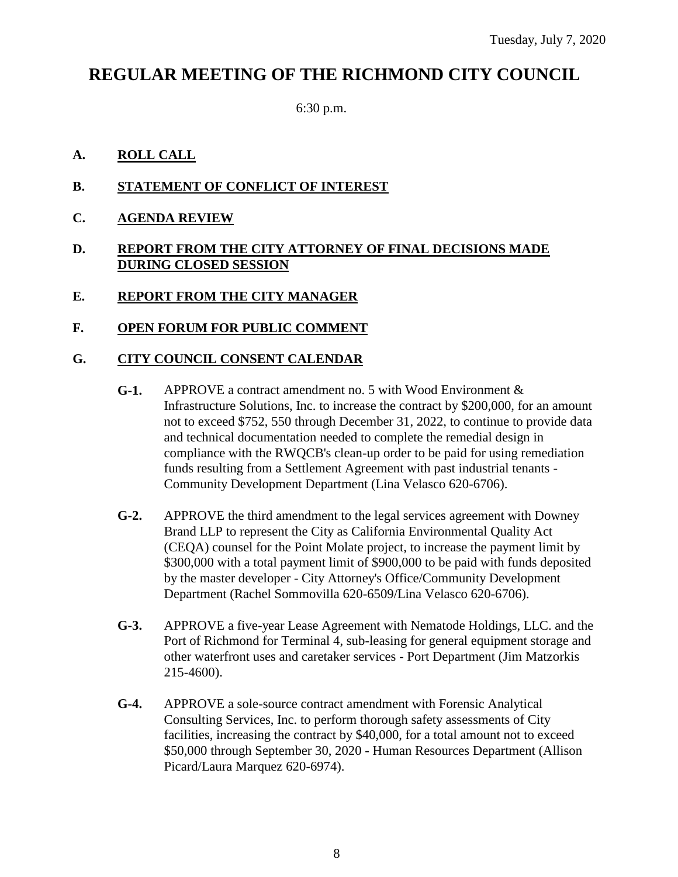Tuesday, July 7, 2020

# REGULAR MEETING OF THE RICHMOND CITY COUNCIL

6:30 p.m.

**A. ROLL CALL**

**B. STATEMENT OF CONFLICT OF INTEREST**

**C. AGENDA REVIEW**

**D. REPORT FROM THE CITY ATTORNEY OF FINAL DECISIONS MADE DURING CLOSED SESSION**

**E. REPORT FROM THE CITY MANAGER**

**F. OPEN FORUM FOR PUBLIC COMMENT**

**G. CITY COUNCIL CONSENT CALENDAR**

**G-1.** APPROVE a contract amendment no. 5 with Wood Environment & Infrastructure Solutions, Inc. to increase the contract by $200,000, for an amount not to exceed $752, 550 through December 31, 2022, to continue to provide data and technical documentation needed to complete the remedial design in compliance with the RWQCB's clean-up order to be paid for using remediation funds resulting from a Settlement Agreement with past industrial tenants - Community Development Department (Lina Velasco 620-6706).

**G-2.** APPROVE the third amendment to the legal services agreement with Downey Brand LLP to represent the City as California Environmental Quality Act (CEQA) counsel for the Point Molate project, to increase the payment limit by $300,000 with a total payment limit of $900,000 to be paid with funds deposited by the master developer - City Attorney's Office/Community Development Department (Rachel Sommovilla 620-6509/Lina Velasco 620-6706).

**G-3.** APPROVE a five-year Lease Agreement with Nematode Holdings, LLC. and the Port of Richmond for Terminal 4, sub-leasing for general equipment storage and other waterfront uses and caretaker services - Port Department (Jim Matzorkis 215-4600).

**G-4.** APPROVE a sole-source contract amendment with Forensic Analytical Consulting Services, Inc. to perform thorough safety assessments of City facilities, increasing the contract by $40,000, for a total amount not to exceed $50,000 through September 30, 2020 - Human Resources Department (Allison Picard/Laura Marquez 620-6974).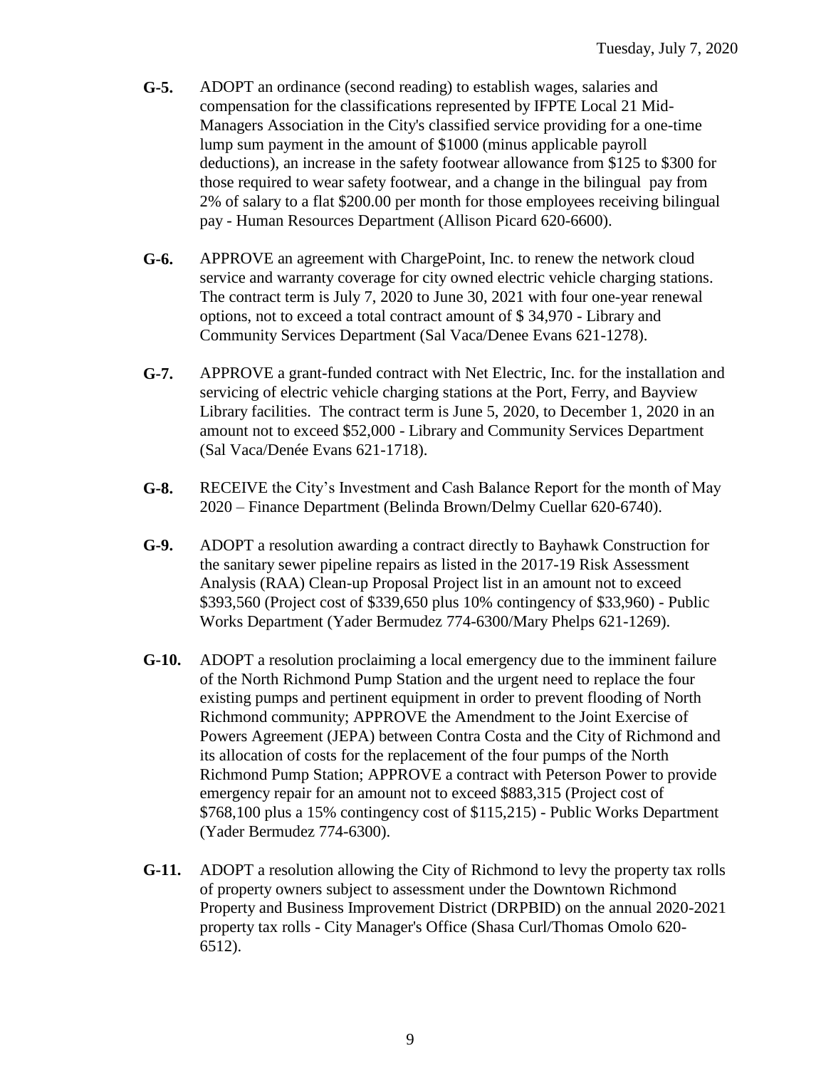**G-5.** ADOPT an ordinance (second reading) to establish wages, salaries and compensation for the classifications represented by IFPTE Local 21 Mid-Managers Association in the City's classified service providing for a one-time lump sum payment in the amount of $1000 (minus applicable payroll deductions), an increase in the safety footwear allowance from $125 to $300 for those required to wear safety footwear, and a change in the bilingual pay from 2% of salary to a flat $200.00 per month for those employees receiving bilingual pay - Human Resources Department (Allison Picard 620-6600).

**G-6.** APPROVE an agreement with ChargePoint, Inc. to renew the network cloud service and warranty coverage for city owned electric vehicle charging stations. The contract term is July 7, 2020 to June 30, 2021 with four one-year renewal options, not to exceed a total contract amount of $ 34,970 - Library and Community Services Department (Sal Vaca/Denee Evans 621-1278).

**G-7.** APPROVE a grant-funded contract with Net Electric, Inc. for the installation and servicing of electric vehicle charging stations at the Port, Ferry, and Bayview Library facilities. The contract term is June 5, 2020, to December 1, 2020 in an amount not to exceed $52,000 - Library and Community Services Department (Sal Vaca/Denée Evans 621-1718).

**G-8.** RECEIVE the City's Investment and Cash Balance Report for the month of May 2020 – Finance Department (Belinda Brown/Delmy Cuellar 620-6740).

**G-9.** ADOPT a resolution awarding a contract directly to Bayhawk Construction for the sanitary sewer pipeline repairs as listed in the 2017-19 Risk Assessment Analysis (RAA) Clean-up Proposal Project list in an amount not to exceed $393,560 (Project cost of $339,650 plus 10% contingency of $33,960) - Public Works Department (Yader Bermudez 774-6300/Mary Phelps 621-1269).

**G-10.** ADOPT a resolution proclaiming a local emergency due to the imminent failure of the North Richmond Pump Station and the urgent need to replace the four existing pumps and pertinent equipment in order to prevent flooding of North Richmond community; APPROVE the Amendment to the Joint Exercise of Powers Agreement (JEPA) between Contra Costa and the City of Richmond and its allocation of costs for the replacement of the four pumps of the North Richmond Pump Station; APPROVE a contract with Peterson Power to provide emergency repair for an amount not to exceed $883,315 (Project cost of $768,100 plus a 15% contingency cost of $115,215) - Public Works Department (Yader Bermudez 774-6300).

**G-11.** ADOPT a resolution allowing the City of Richmond to levy the property tax rolls of property owners subject to assessment under the Downtown Richmond Property and Business Improvement District (DRPBID) on the annual 2020-2021 property tax rolls - City Manager's Office (Shasa Curl/Thomas Omolo 620-6512).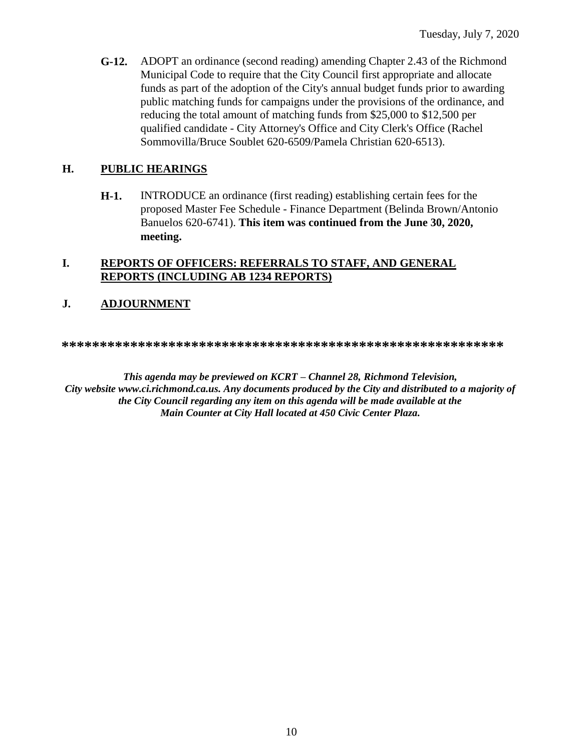**G-12.** ADOPT an ordinance (second reading) amending Chapter 2.43 of the Richmond Municipal Code to require that the City Council first appropriate and allocate funds as part of the adoption of the City's annual budget funds prior to awarding public matching funds for campaigns under the provisions of the ordinance, and reducing the total amount of matching funds from $25,000 to $12,500 per qualified candidate - City Attorney's Office and City Clerk's Office (Rachel Sommovilla/Bruce Soublet 620-6509/Pamela Christian 620-6513).

## H. PUBLIC HEARINGS

**H-1.** INTRODUCE an ordinance (first reading) establishing certain fees for the proposed Master Fee Schedule - Finance Department (Belinda Brown/Antonio Banuelos 620-6741). **This item was continued from the June 30, 2020, meeting.**

## I. REPORTS OF OFFICERS: REFERRALS TO STAFF, AND GENERAL REPORTS (INCLUDING AB 1234 REPORTS)

## J. ADJOURNMENT

**************************************************************

***This agenda may be previewed on KCRT – Channel 28, Richmond Television, City website www.ci.richmond.ca.us. Any documents produced by the City and distributed to a majority of the City Council regarding any item on this agenda will be made available at the Main Counter at City Hall located at 450 Civic Center Plaza.***